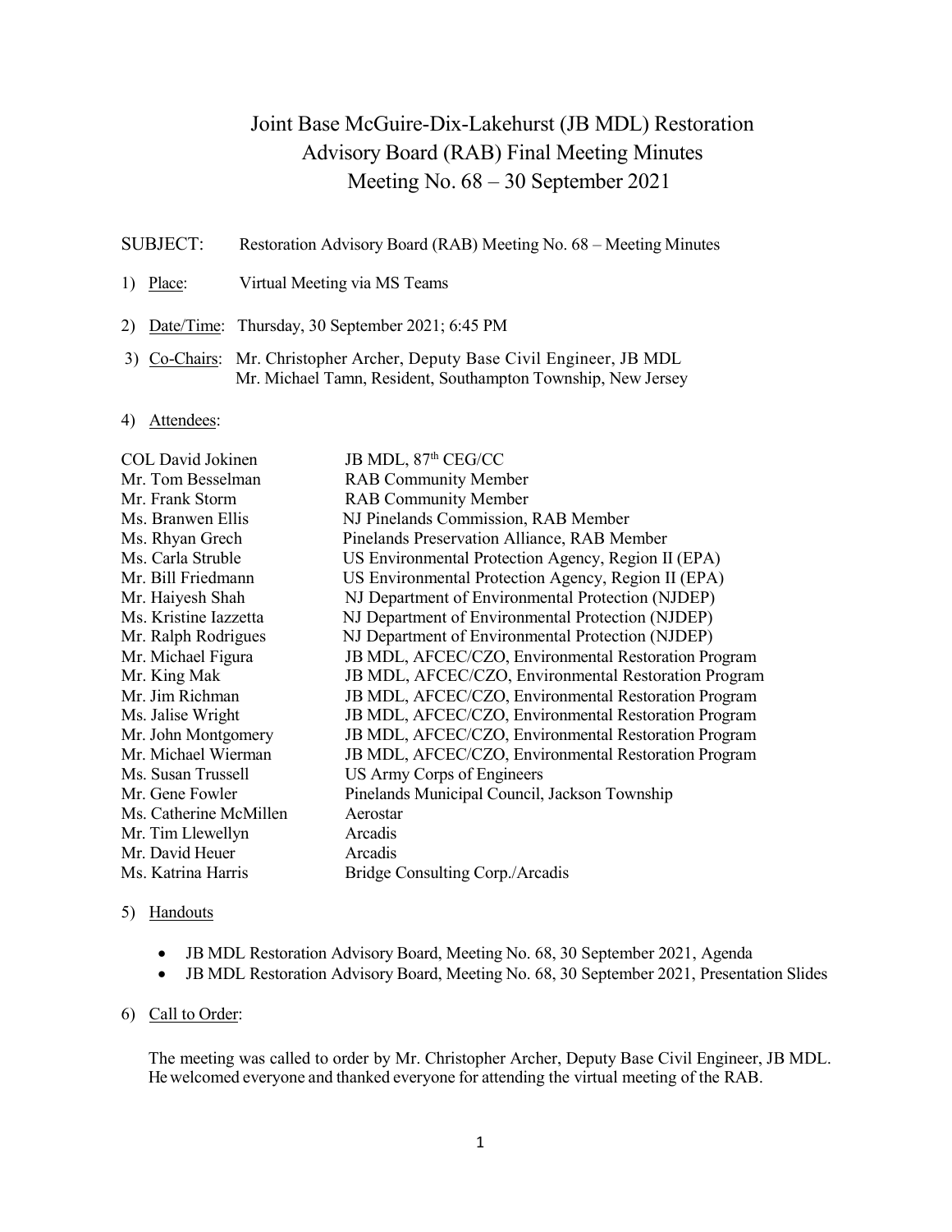# Joint Base McGuire-Dix-Lakehurst (JB MDL) Restoration Advisory Board (RAB) Final Meeting Minutes
## Meeting No. 68 – 30 September 2021

SUBJECT: Restoration Advisory Board (RAB) Meeting No. 68 – Meeting Minutes

1) Place: Virtual Meeting via MS Teams

2) Date/Time: Thursday, 30 September 2021; 6:45 PM

3) Co-Chairs: Mr. Christopher Archer, Deputy Base Civil Engineer, JB MDL
   Mr. Michael Tamn, Resident, Southampton Township, New Jersey

4) Attendees:

| | |
|---|---|
| COL David Jokinen | JB MDL, 87th CEG/CC |
| Mr. Tom Besselman | RAB Community Member |
| Mr. Frank Storm | RAB Community Member |
| Ms. Branwen Ellis | NJ Pinelands Commission, RAB Member |
| Ms. Rhyan Grech | Pinelands Preservation Alliance, RAB Member |
| Ms. Carla Struble | US Environmental Protection Agency, Region II (EPA) |
| Mr. Bill Friedmann | US Environmental Protection Agency, Region II (EPA) |
| Mr. Haiyesh Shah | NJ Department of Environmental Protection (NJDEP) |
| Ms. Kristine Iazzetta | NJ Department of Environmental Protection (NJDEP) |
| Mr. Ralph Rodrigues | NJ Department of Environmental Protection (NJDEP) |
| Mr. Michael Figura | JB MDL, AFCEC/CZO, Environmental Restoration Program |
| Mr. King Mak | JB MDL, AFCEC/CZO, Environmental Restoration Program |
| Mr. Jim Richman | JB MDL, AFCEC/CZO, Environmental Restoration Program |
| Ms. Jalise Wright | JB MDL, AFCEC/CZO, Environmental Restoration Program |
| Mr. John Montgomery | JB MDL, AFCEC/CZO, Environmental Restoration Program |
| Mr. Michael Wierman | JB MDL, AFCEC/CZO, Environmental Restoration Program |
| Ms. Susan Trussell | US Army Corps of Engineers |
| Mr. Gene Fowler | Pinelands Municipal Council, Jackson Township |
| Ms. Catherine McMillen | Aerostar |
| Mr. Tim Llewellyn | Arcadis |
| Mr. David Heuer | Arcadis |
| Ms. Katrina Harris | Bridge Consulting Corp./Arcadis |

5) Handouts

- JB MDL Restoration Advisory Board, Meeting No. 68, 30 September 2021, Agenda
- JB MDL Restoration Advisory Board, Meeting No. 68, 30 September 2021, Presentation Slides

6) Call to Order:

The meeting was called to order by Mr. Christopher Archer, Deputy Base Civil Engineer, JB MDL. He welcomed everyone and thanked everyone for attending the virtual meeting of the RAB.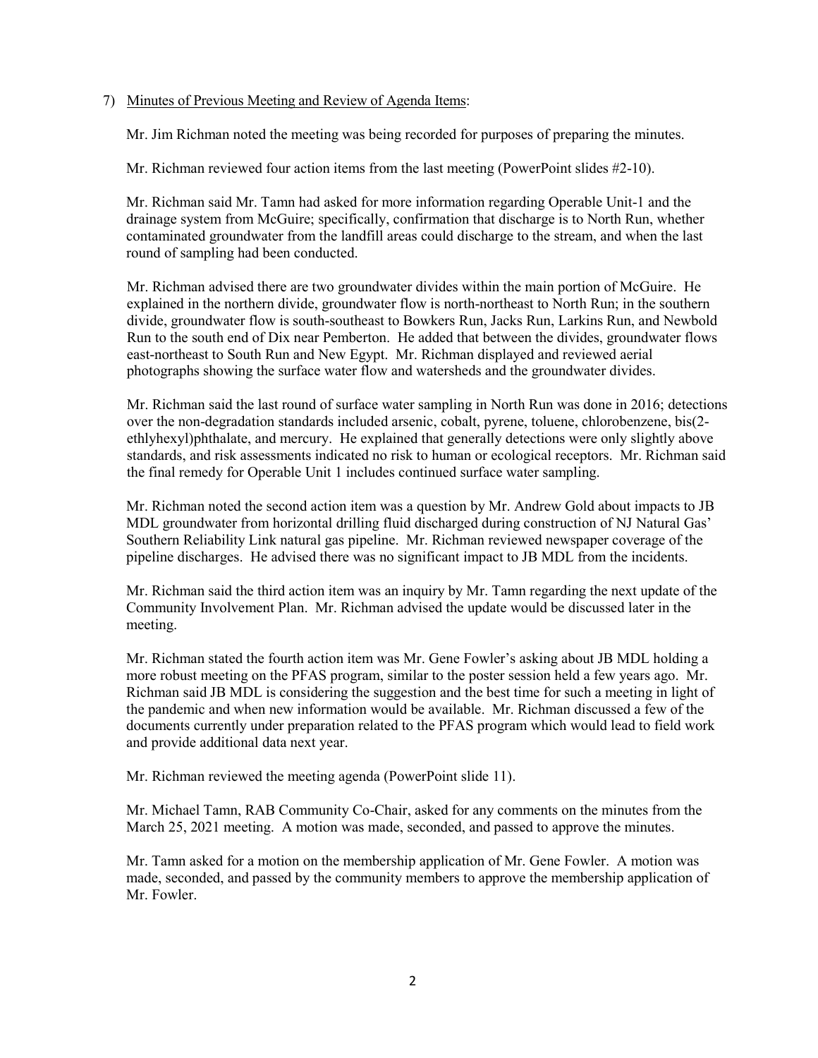7) <u>Minutes of Previous Meeting and Review of Agenda Items</u>:

Mr. Jim Richman noted the meeting was being recorded for purposes of preparing the minutes.

Mr. Richman reviewed four action items from the last meeting (PowerPoint slides #2-10).

Mr. Richman said Mr. Tamn had asked for more information regarding Operable Unit-1 and the drainage system from McGuire; specifically, confirmation that discharge is to North Run, whether contaminated groundwater from the landfill areas could discharge to the stream, and when the last round of sampling had been conducted.

Mr. Richman advised there are two groundwater divides within the main portion of McGuire. He explained in the northern divide, groundwater flow is north-northeast to North Run; in the southern divide, groundwater flow is south-southeast to Bowkers Run, Jacks Run, Larkins Run, and Newbold Run to the south end of Dix near Pemberton. He added that between the divides, groundwater flows east-northeast to South Run and New Egypt. Mr. Richman displayed and reviewed aerial photographs showing the surface water flow and watersheds and the groundwater divides.

Mr. Richman said the last round of surface water sampling in North Run was done in 2016; detections over the non-degradation standards included arsenic, cobalt, pyrene, toluene, chlorobenzene, bis(2-ethlyhexyl)phthalate, and mercury. He explained that generally detections were only slightly above standards, and risk assessments indicated no risk to human or ecological receptors. Mr. Richman said the final remedy for Operable Unit 1 includes continued surface water sampling.

Mr. Richman noted the second action item was a question by Mr. Andrew Gold about impacts to JB MDL groundwater from horizontal drilling fluid discharged during construction of NJ Natural Gas' Southern Reliability Link natural gas pipeline. Mr. Richman reviewed newspaper coverage of the pipeline discharges. He advised there was no significant impact to JB MDL from the incidents.

Mr. Richman said the third action item was an inquiry by Mr. Tamn regarding the next update of the Community Involvement Plan. Mr. Richman advised the update would be discussed later in the meeting.

Mr. Richman stated the fourth action item was Mr. Gene Fowler's asking about JB MDL holding a more robust meeting on the PFAS program, similar to the poster session held a few years ago. Mr. Richman said JB MDL is considering the suggestion and the best time for such a meeting in light of the pandemic and when new information would be available. Mr. Richman discussed a few of the documents currently under preparation related to the PFAS program which would lead to field work and provide additional data next year.

Mr. Richman reviewed the meeting agenda (PowerPoint slide 11).

Mr. Michael Tamn, RAB Community Co-Chair, asked for any comments on the minutes from the March 25, 2021 meeting. A motion was made, seconded, and passed to approve the minutes.

Mr. Tamn asked for a motion on the membership application of Mr. Gene Fowler. A motion was made, seconded, and passed by the community members to approve the membership application of Mr. Fowler.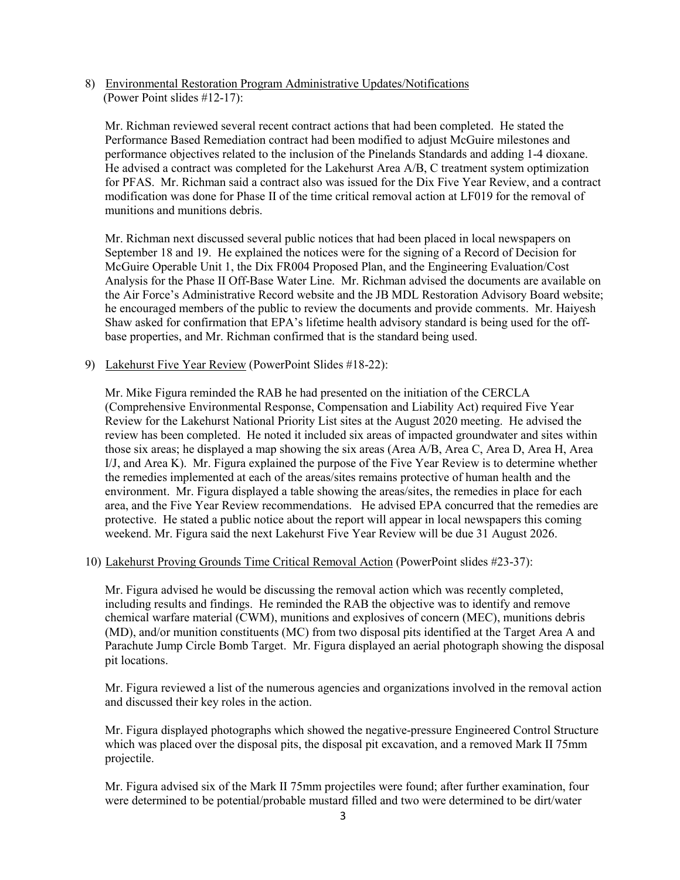8) <u>Environmental Restoration Program Administrative Updates/Notifications</u> (Power Point slides #12-17):

   Mr. Richman reviewed several recent contract actions that had been completed. He stated the Performance Based Remediation contract had been modified to adjust McGuire milestones and performance objectives related to the inclusion of the Pinelands Standards and adding 1-4 dioxane. He advised a contract was completed for the Lakehurst Area A/B, C treatment system optimization for PFAS. Mr. Richman said a contract also was issued for the Dix Five Year Review, and a contract modification was done for Phase II of the time critical removal action at LF019 for the removal of munitions and munitions debris.

   Mr. Richman next discussed several public notices that had been placed in local newspapers on September 18 and 19. He explained the notices were for the signing of a Record of Decision for McGuire Operable Unit 1, the Dix FR004 Proposed Plan, and the Engineering Evaluation/Cost Analysis for the Phase II Off-Base Water Line. Mr. Richman advised the documents are available on the Air Force's Administrative Record website and the JB MDL Restoration Advisory Board website; he encouraged members of the public to review the documents and provide comments. Mr. Haiyesh Shaw asked for confirmation that EPA's lifetime health advisory standard is being used for the off-base properties, and Mr. Richman confirmed that is the standard being used.

9) <u>Lakehurst Five Year Review</u> (PowerPoint Slides #18-22):

   Mr. Mike Figura reminded the RAB he had presented on the initiation of the CERCLA (Comprehensive Environmental Response, Compensation and Liability Act) required Five Year Review for the Lakehurst National Priority List sites at the August 2020 meeting. He advised the review has been completed. He noted it included six areas of impacted groundwater and sites within those six areas; he displayed a map showing the six areas (Area A/B, Area C, Area D, Area H, Area I/J, and Area K). Mr. Figura explained the purpose of the Five Year Review is to determine whether the remedies implemented at each of the areas/sites remains protective of human health and the environment. Mr. Figura displayed a table showing the areas/sites, the remedies in place for each area, and the Five Year Review recommendations. He advised EPA concurred that the remedies are protective. He stated a public notice about the report will appear in local newspapers this coming weekend. Mr. Figura said the next Lakehurst Five Year Review will be due 31 August 2026.

10) <u>Lakehurst Proving Grounds Time Critical Removal Action</u> (PowerPoint slides #23-37):

   Mr. Figura advised he would be discussing the removal action which was recently completed, including results and findings. He reminded the RAB the objective was to identify and remove chemical warfare material (CWM), munitions and explosives of concern (MEC), munitions debris (MD), and/or munition constituents (MC) from two disposal pits identified at the Target Area A and Parachute Jump Circle Bomb Target. Mr. Figura displayed an aerial photograph showing the disposal pit locations.

   Mr. Figura reviewed a list of the numerous agencies and organizations involved in the removal action and discussed their key roles in the action.

   Mr. Figura displayed photographs which showed the negative-pressure Engineered Control Structure which was placed over the disposal pits, the disposal pit excavation, and a removed Mark II 75mm projectile.

   Mr. Figura advised six of the Mark II 75mm projectiles were found; after further examination, four were determined to be potential/probable mustard filled and two were determined to be dirt/water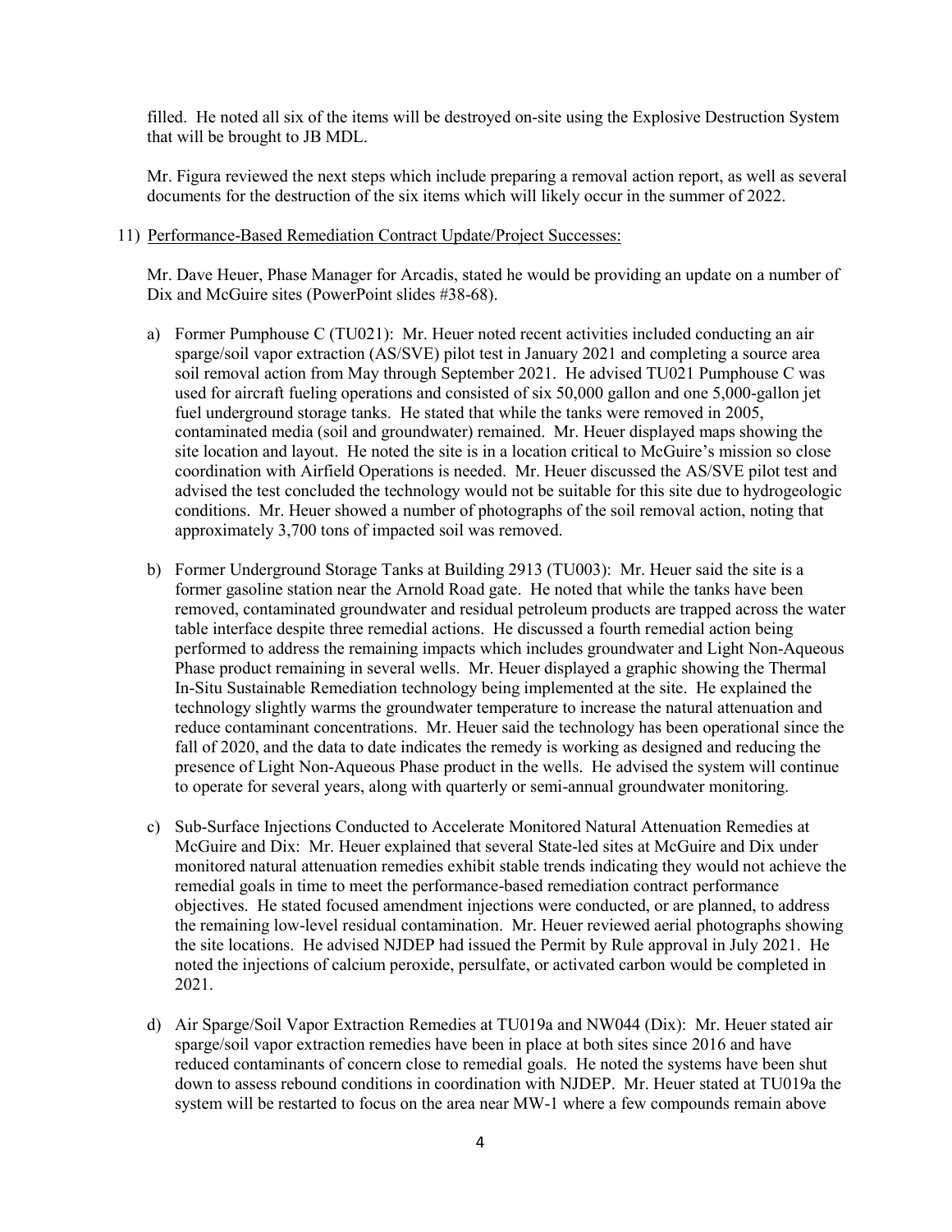filled. He noted all six of the items will be destroyed on-site using the Explosive Destruction System that will be brought to JB MDL.

Mr. Figura reviewed the next steps which include preparing a removal action report, as well as several documents for the destruction of the six items which will likely occur in the summer of 2022.

11) Performance-Based Remediation Contract Update/Project Successes:

Mr. Dave Heuer, Phase Manager for Arcadis, stated he would be providing an update on a number of Dix and McGuire sites (PowerPoint slides #38-68).

a) Former Pumphouse C (TU021): Mr. Heuer noted recent activities included conducting an air sparge/soil vapor extraction (AS/SVE) pilot test in January 2021 and completing a source area soil removal action from May through September 2021. He advised TU021 Pumphouse C was used for aircraft fueling operations and consisted of six 50,000 gallon and one 5,000-gallon jet fuel underground storage tanks. He stated that while the tanks were removed in 2005, contaminated media (soil and groundwater) remained. Mr. Heuer displayed maps showing the site location and layout. He noted the site is in a location critical to McGuire's mission so close coordination with Airfield Operations is needed. Mr. Heuer discussed the AS/SVE pilot test and advised the test concluded the technology would not be suitable for this site due to hydrogeologic conditions. Mr. Heuer showed a number of photographs of the soil removal action, noting that approximately 3,700 tons of impacted soil was removed.

b) Former Underground Storage Tanks at Building 2913 (TU003): Mr. Heuer said the site is a former gasoline station near the Arnold Road gate. He noted that while the tanks have been removed, contaminated groundwater and residual petroleum products are trapped across the water table interface despite three remedial actions. He discussed a fourth remedial action being performed to address the remaining impacts which includes groundwater and Light Non-Aqueous Phase product remaining in several wells. Mr. Heuer displayed a graphic showing the Thermal In-Situ Sustainable Remediation technology being implemented at the site. He explained the technology slightly warms the groundwater temperature to increase the natural attenuation and reduce contaminant concentrations. Mr. Heuer said the technology has been operational since the fall of 2020, and the data to date indicates the remedy is working as designed and reducing the presence of Light Non-Aqueous Phase product in the wells. He advised the system will continue to operate for several years, along with quarterly or semi-annual groundwater monitoring.

c) Sub-Surface Injections Conducted to Accelerate Monitored Natural Attenuation Remedies at McGuire and Dix: Mr. Heuer explained that several State-led sites at McGuire and Dix under monitored natural attenuation remedies exhibit stable trends indicating they would not achieve the remedial goals in time to meet the performance-based remediation contract performance objectives. He stated focused amendment injections were conducted, or are planned, to address the remaining low-level residual contamination. Mr. Heuer reviewed aerial photographs showing the site locations. He advised NJDEP had issued the Permit by Rule approval in July 2021. He noted the injections of calcium peroxide, persulfate, or activated carbon would be completed in 2021.

d) Air Sparge/Soil Vapor Extraction Remedies at TU019a and NW044 (Dix): Mr. Heuer stated air sparge/soil vapor extraction remedies have been in place at both sites since 2016 and have reduced contaminants of concern close to remedial goals. He noted the systems have been shut down to assess rebound conditions in coordination with NJDEP. Mr. Heuer stated at TU019a the system will be restarted to focus on the area near MW-1 where a few compounds remain above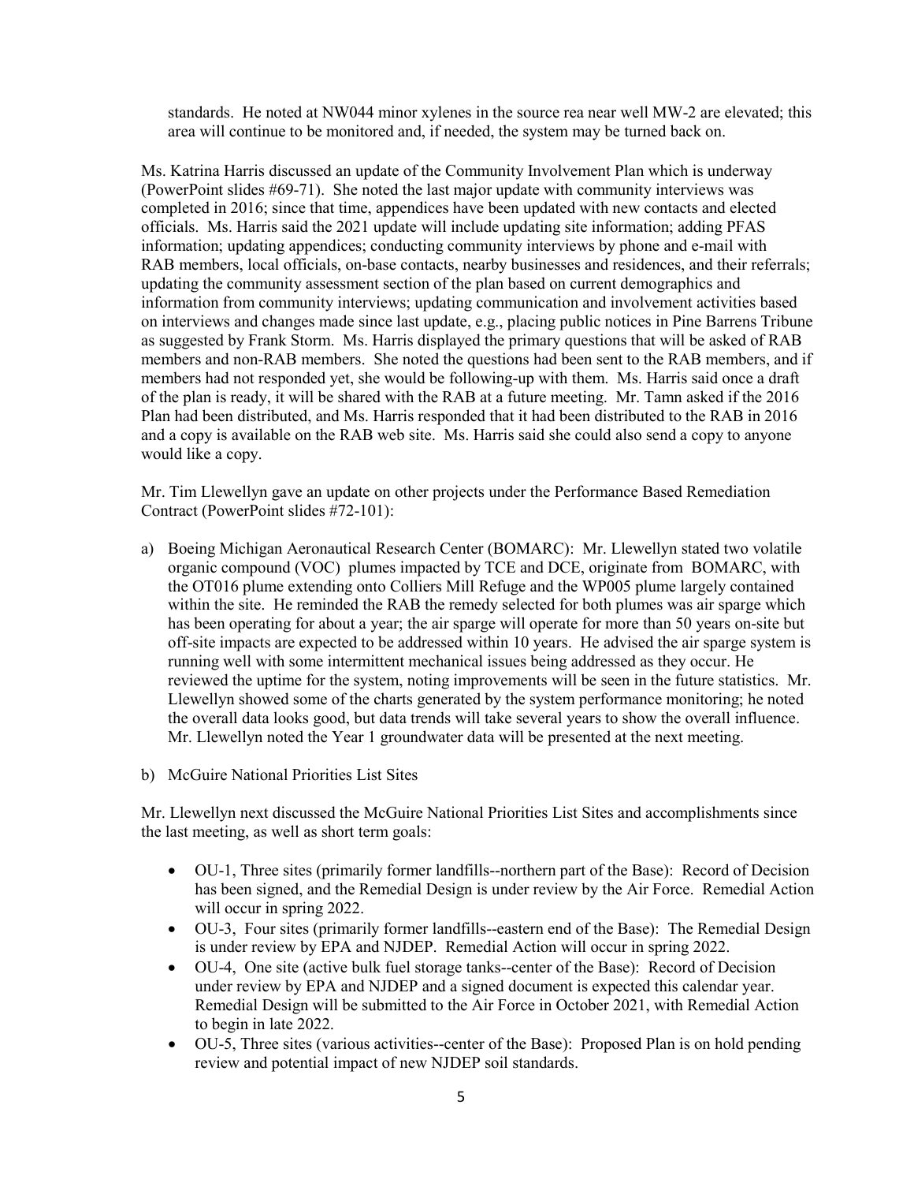standards. He noted at NW044 minor xylenes in the source rea near well MW-2 are elevated; this area will continue to be monitored and, if needed, the system may be turned back on.

Ms. Katrina Harris discussed an update of the Community Involvement Plan which is underway (PowerPoint slides #69-71). She noted the last major update with community interviews was completed in 2016; since that time, appendices have been updated with new contacts and elected officials. Ms. Harris said the 2021 update will include updating site information; adding PFAS information; updating appendices; conducting community interviews by phone and e-mail with RAB members, local officials, on-base contacts, nearby businesses and residences, and their referrals; updating the community assessment section of the plan based on current demographics and information from community interviews; updating communication and involvement activities based on interviews and changes made since last update, e.g., placing public notices in Pine Barrens Tribune as suggested by Frank Storm. Ms. Harris displayed the primary questions that will be asked of RAB members and non-RAB members. She noted the questions had been sent to the RAB members, and if members had not responded yet, she would be following-up with them. Ms. Harris said once a draft of the plan is ready, it will be shared with the RAB at a future meeting. Mr. Tamn asked if the 2016 Plan had been distributed, and Ms. Harris responded that it had been distributed to the RAB in 2016 and a copy is available on the RAB web site. Ms. Harris said she could also send a copy to anyone would like a copy.

Mr. Tim Llewellyn gave an update on other projects under the Performance Based Remediation Contract (PowerPoint slides #72-101):

a) Boeing Michigan Aeronautical Research Center (BOMARC): Mr. Llewellyn stated two volatile organic compound (VOC) plumes impacted by TCE and DCE, originate from BOMARC, with the OT016 plume extending onto Colliers Mill Refuge and the WP005 plume largely contained within the site. He reminded the RAB the remedy selected for both plumes was air sparge which has been operating for about a year; the air sparge will operate for more than 50 years on-site but off-site impacts are expected to be addressed within 10 years. He advised the air sparge system is running well with some intermittent mechanical issues being addressed as they occur. He reviewed the uptime for the system, noting improvements will be seen in the future statistics. Mr. Llewellyn showed some of the charts generated by the system performance monitoring; he noted the overall data looks good, but data trends will take several years to show the overall influence. Mr. Llewellyn noted the Year 1 groundwater data will be presented at the next meeting.

b) McGuire National Priorities List Sites

Mr. Llewellyn next discussed the McGuire National Priorities List Sites and accomplishments since the last meeting, as well as short term goals:

- OU-1, Three sites (primarily former landfills--northern part of the Base): Record of Decision has been signed, and the Remedial Design is under review by the Air Force. Remedial Action will occur in spring 2022.
- OU-3, Four sites (primarily former landfills--eastern end of the Base): The Remedial Design is under review by EPA and NJDEP. Remedial Action will occur in spring 2022.
- OU-4, One site (active bulk fuel storage tanks--center of the Base): Record of Decision under review by EPA and NJDEP and a signed document is expected this calendar year. Remedial Design will be submitted to the Air Force in October 2021, with Remedial Action to begin in late 2022.
- OU-5, Three sites (various activities--center of the Base): Proposed Plan is on hold pending review and potential impact of new NJDEP soil standards.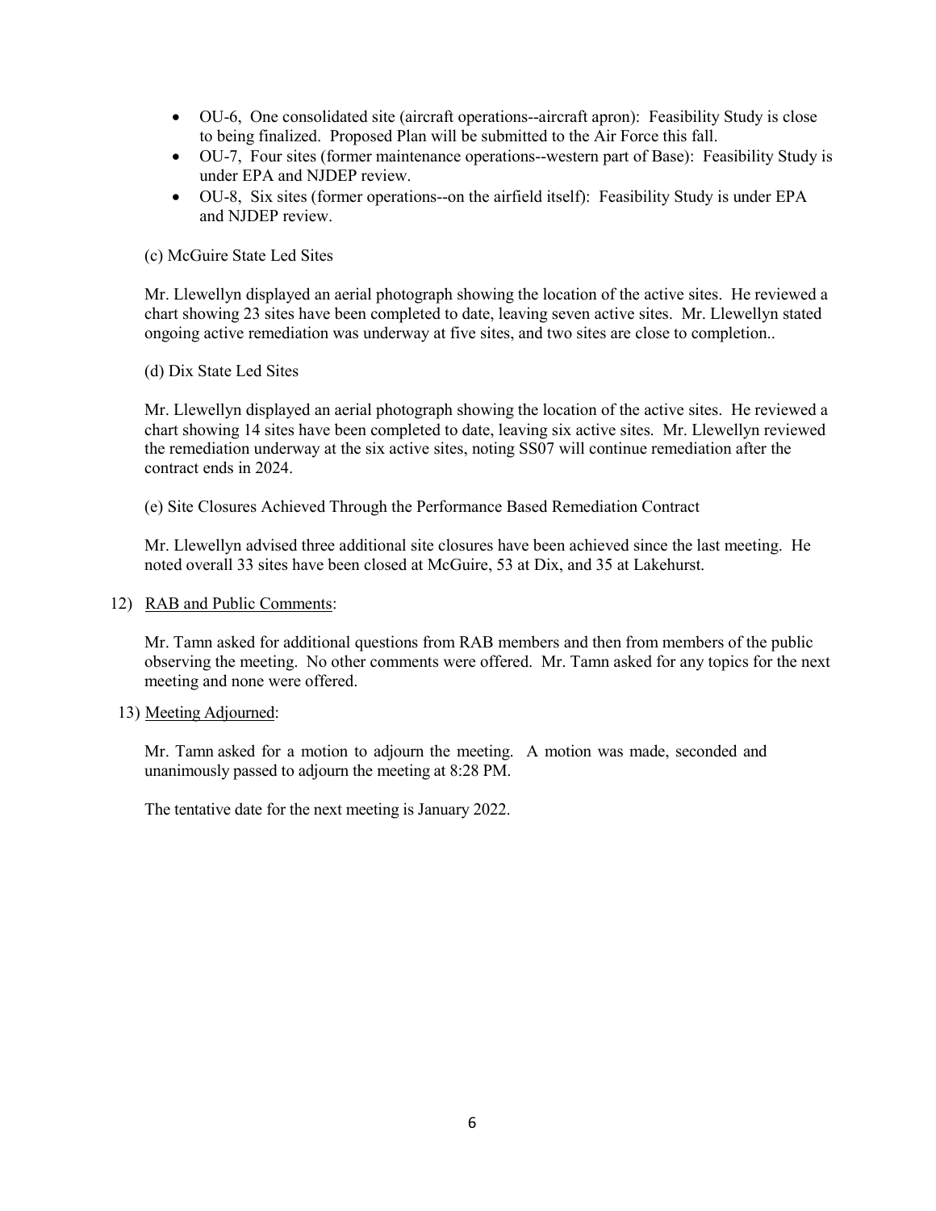- OU-6, One consolidated site (aircraft operations--aircraft apron): Feasibility Study is close to being finalized. Proposed Plan will be submitted to the Air Force this fall.
- OU-7, Four sites (former maintenance operations--western part of Base): Feasibility Study is under EPA and NJDEP review.
- OU-8, Six sites (former operations--on the airfield itself): Feasibility Study is under EPA and NJDEP review.

(c) McGuire State Led Sites

Mr. Llewellyn displayed an aerial photograph showing the location of the active sites. He reviewed a chart showing 23 sites have been completed to date, leaving seven active sites. Mr. Llewellyn stated ongoing active remediation was underway at five sites, and two sites are close to completion..

(d) Dix State Led Sites

Mr. Llewellyn displayed an aerial photograph showing the location of the active sites. He reviewed a chart showing 14 sites have been completed to date, leaving six active sites. Mr. Llewellyn reviewed the remediation underway at the six active sites, noting SS07 will continue remediation after the contract ends in 2024.

(e) Site Closures Achieved Through the Performance Based Remediation Contract

Mr. Llewellyn advised three additional site closures have been achieved since the last meeting. He noted overall 33 sites have been closed at McGuire, 53 at Dix, and 35 at Lakehurst.

12) <u>RAB and Public Comments</u>:

Mr. Tamn asked for additional questions from RAB members and then from members of the public observing the meeting. No other comments were offered. Mr. Tamn asked for any topics for the next meeting and none were offered.

13) <u>Meeting Adjourned</u>:

Mr. Tamn asked for a motion to adjourn the meeting. A motion was made, seconded and unanimously passed to adjourn the meeting at 8:28 PM.

The tentative date for the next meeting is January 2022.